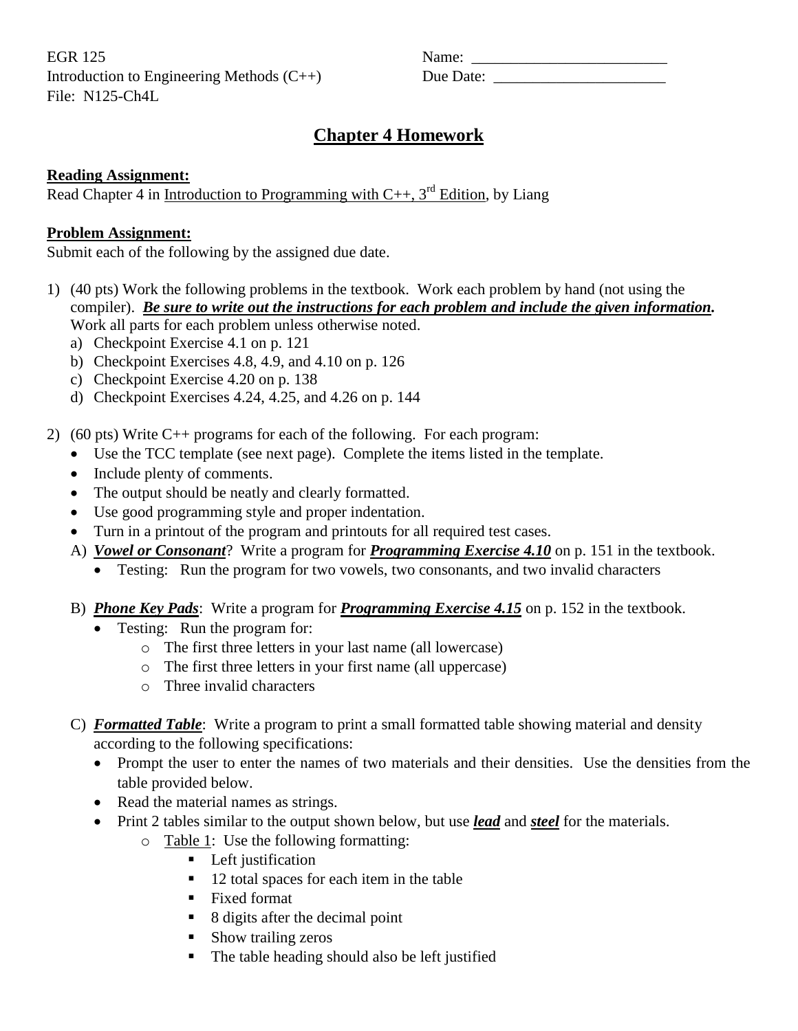EGR 125
Introduction to Engineering Methods (C++)
File: N125-Ch4L

Name: _________________________
Due Date: ______________________

# Chapter 4 Homework

**Reading Assignment:**

Read Chapter 4 in Introduction to Programming with C++, 3rd Edition, by Liang

**Problem Assignment:**

Submit each of the following by the assigned due date.

1) (40 pts) Work the following problems in the textbook. Work each problem by hand (not using the compiler). ***Be sure to write out the instructions for each problem and include the given information.*** Work all parts for each problem unless otherwise noted.
   a) Checkpoint Exercise 4.1 on p. 121
   b) Checkpoint Exercises 4.8, 4.9, and 4.10 on p. 126
   c) Checkpoint Exercise 4.20 on p. 138
   d) Checkpoint Exercises 4.24, 4.25, and 4.26 on p. 144

2) (60 pts) Write C++ programs for each of the following. For each program:
   - Use the TCC template (see next page). Complete the items listed in the template.
   - Include plenty of comments.
   - The output should be neatly and clearly formatted.
   - Use good programming style and proper indentation.
   - Turn in a printout of the program and printouts for all required test cases.

   A) ***Vowel or Consonant***? Write a program for ***Programming Exercise 4.10*** on p. 151 in the textbook.
      - Testing: Run the program for two vowels, two consonants, and two invalid characters

   B) ***Phone Key Pads***: Write a program for ***Programming Exercise 4.15*** on p. 152 in the textbook.
      - Testing: Run the program for:
        - The first three letters in your last name (all lowercase)
        - The first three letters in your first name (all uppercase)
        - Three invalid characters

   C) ***Formatted Table***: Write a program to print a small formatted table showing material and density according to the following specifications:
      - Prompt the user to enter the names of two materials and their densities. Use the densities from the table provided below.
      - Read the material names as strings.
      - Print 2 tables similar to the output shown below, but use ***lead*** and ***steel*** for the materials.
        - Table 1: Use the following formatting:
          - Left justification
          - 12 total spaces for each item in the table
          - Fixed format
          - 8 digits after the decimal point
          - Show trailing zeros
          - The table heading should also be left justified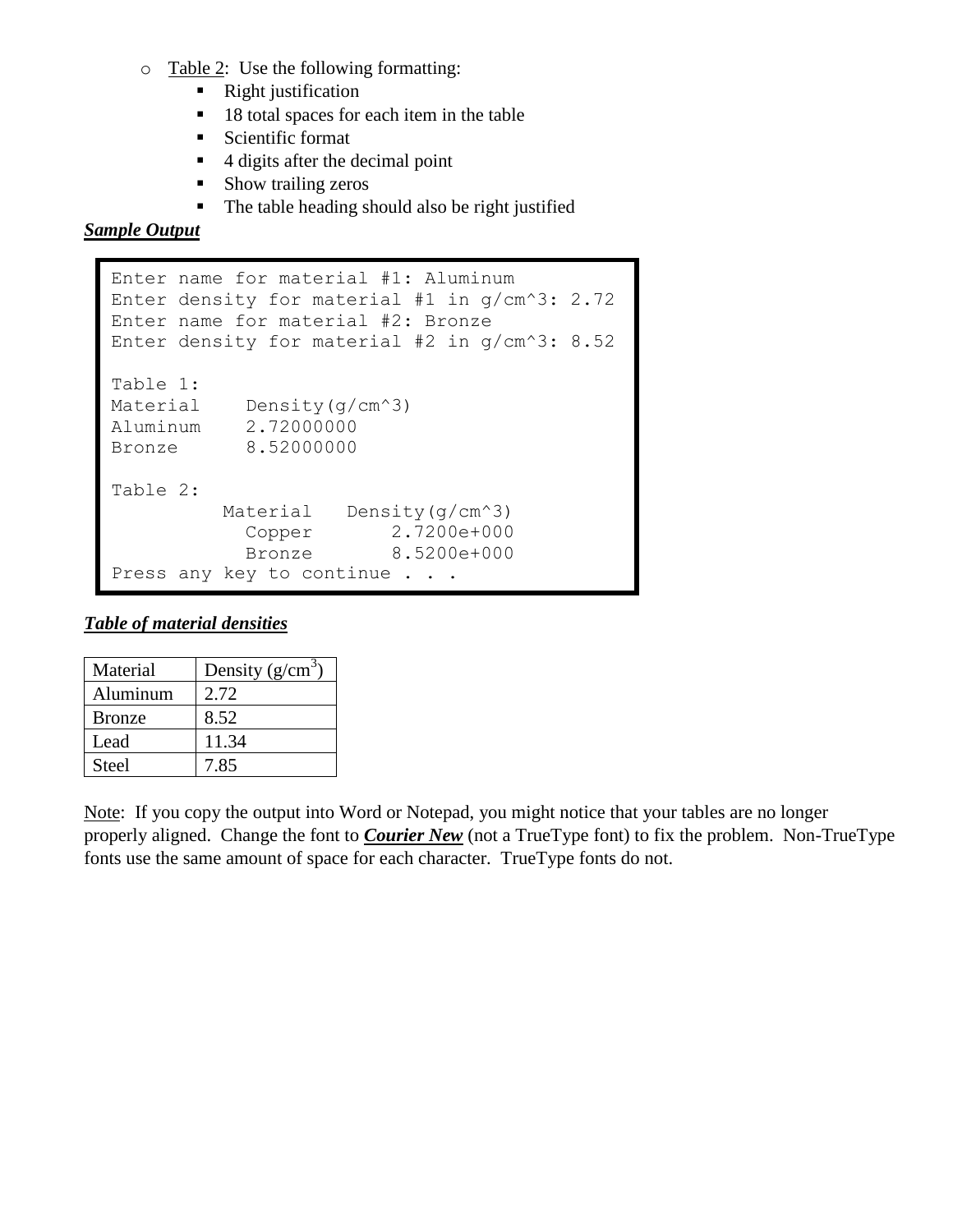- Table 2: Use the following formatting:
  - Right justification
  - 18 total spaces for each item in the table
  - Scientific format
  - 4 digits after the decimal point
  - Show trailing zeros
  - The table heading should also be right justified

***Sample Output***

```
Enter name for material #1: Aluminum
Enter density for material #1 in g/cm^3: 2.72
Enter name for material #2: Bronze
Enter density for material #2 in g/cm^3: 8.52

Table 1:
Material    Density(g/cm^3)
Aluminum    2.72000000
Bronze      8.52000000

Table 2:
          Material   Density(g/cm^3)
            Copper       2.7200e+000
            Bronze       8.5200e+000
Press any key to continue . . .
```

***Table of material densities***

| Material | Density ($g/cm^3$) |
|---|---|
| Aluminum | 2.72 |
| Bronze | 8.52 |
| Lead | 11.34 |
| Steel | 7.85 |

Note: If you copy the output into Word or Notepad, you might notice that your tables are no longer properly aligned. Change the font to ***Courier New*** (not a TrueType font) to fix the problem. Non-TrueType fonts use the same amount of space for each character. TrueType fonts do not.